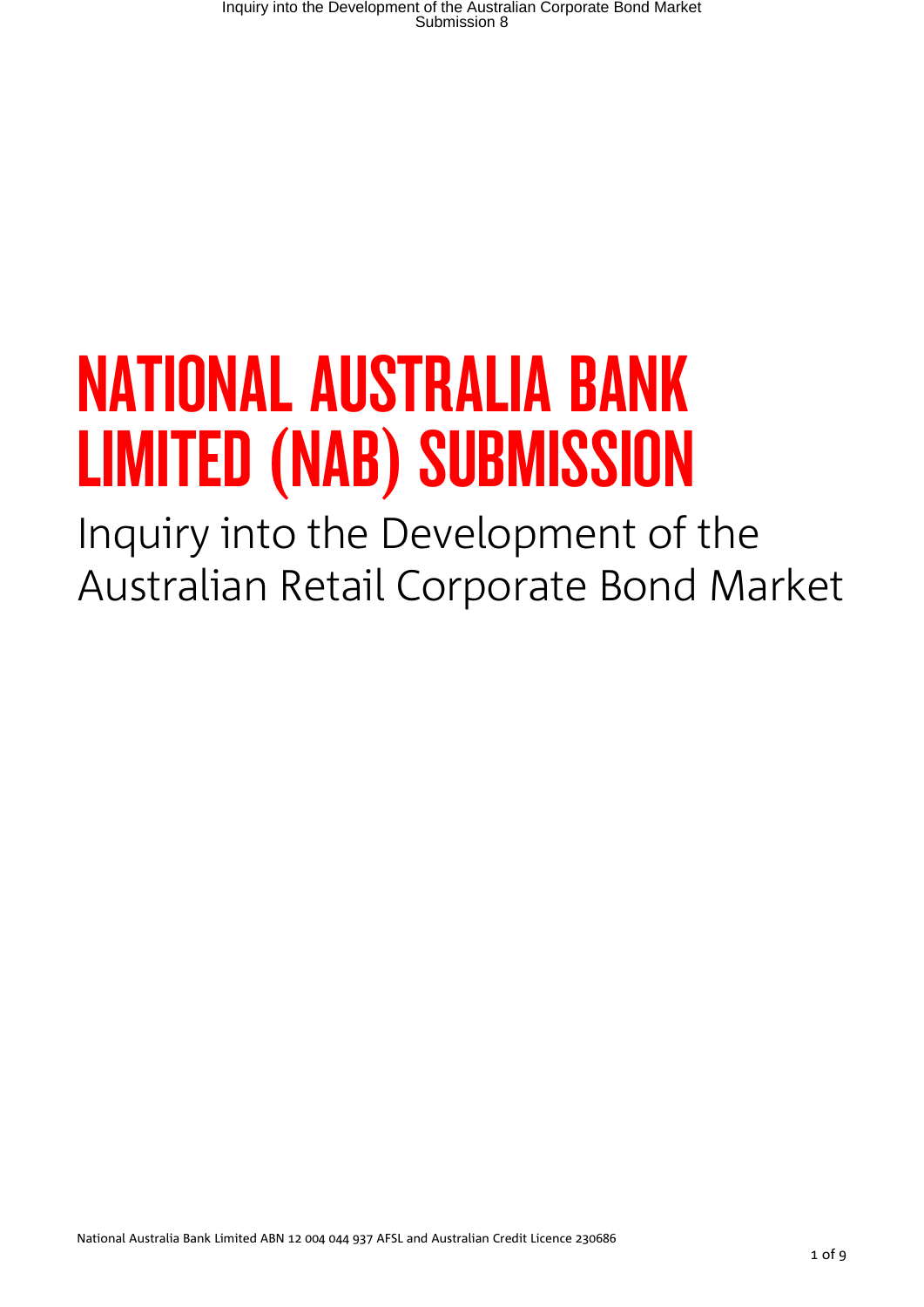# NATIONAL AUSTRALIA BANK LIMITED (NAB) SUBMISSION

Inquiry into the Development of the Australian Retail Corporate Bond Market

National Australia Bank Limited ABN 12 004 044 937 AFSL and Australian Credit Licence 230686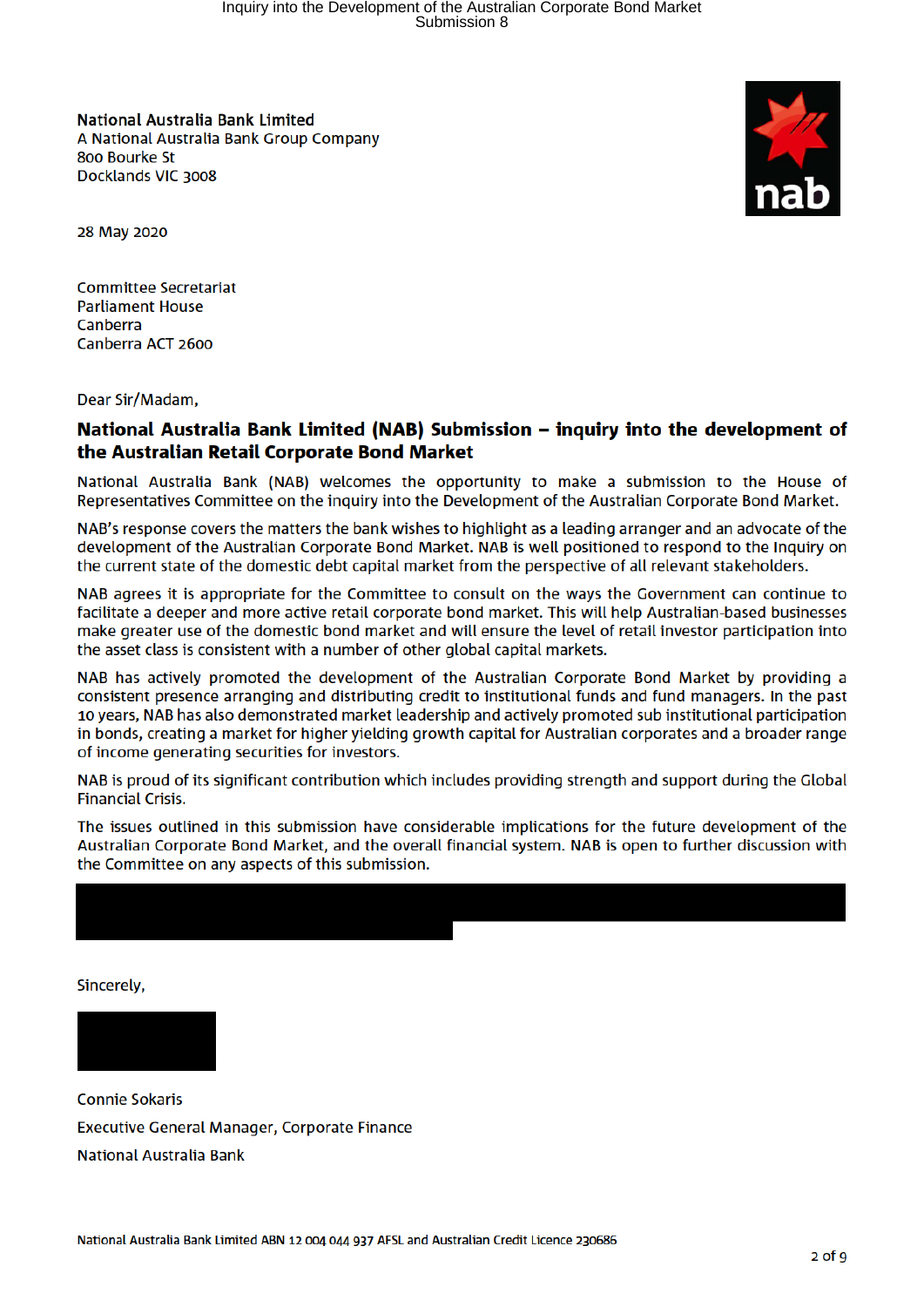**National Australia Bank Limited**
A National Australia Bank Group Company
800 Bourke St
Docklands VIC 3008

28 May 2020

Committee Secretariat
Parliament House
Canberra
Canberra ACT 2600

Dear Sir/Madam,

## National Australia Bank Limited (NAB) Submission – inquiry into the development of the Australian Retail Corporate Bond Market

National Australia Bank (NAB) welcomes the opportunity to make a submission to the House of Representatives Committee on the inquiry into the Development of the Australian Corporate Bond Market.

NAB's response covers the matters the bank wishes to highlight as a leading arranger and an advocate of the development of the Australian Corporate Bond Market. NAB is well positioned to respond to the Inquiry on the current state of the domestic debt capital market from the perspective of all relevant stakeholders.

NAB agrees it is appropriate for the Committee to consult on the ways the Government can continue to facilitate a deeper and more active retail corporate bond market. This will help Australian-based businesses make greater use of the domestic bond market and will ensure the level of retail investor participation into the asset class is consistent with a number of other global capital markets.

NAB has actively promoted the development of the Australian Corporate Bond Market by providing a consistent presence arranging and distributing credit to institutional funds and fund managers. In the past 10 years, NAB has also demonstrated market leadership and actively promoted sub institutional participation in bonds, creating a market for higher yielding growth capital for Australian corporates and a broader range of income generating securities for investors.

NAB is proud of its significant contribution which includes providing strength and support during the Global Financial Crisis.

The issues outlined in this submission have considerable implications for the future development of the Australian Corporate Bond Market, and the overall financial system. NAB is open to further discussion with the Committee on any aspects of this submission.

Sincerely,

Connie Sokaris

Executive General Manager, Corporate Finance

National Australia Bank

National Australia Bank Limited ABN 12 004 044 937 AFSL and Australian Credit Licence 230686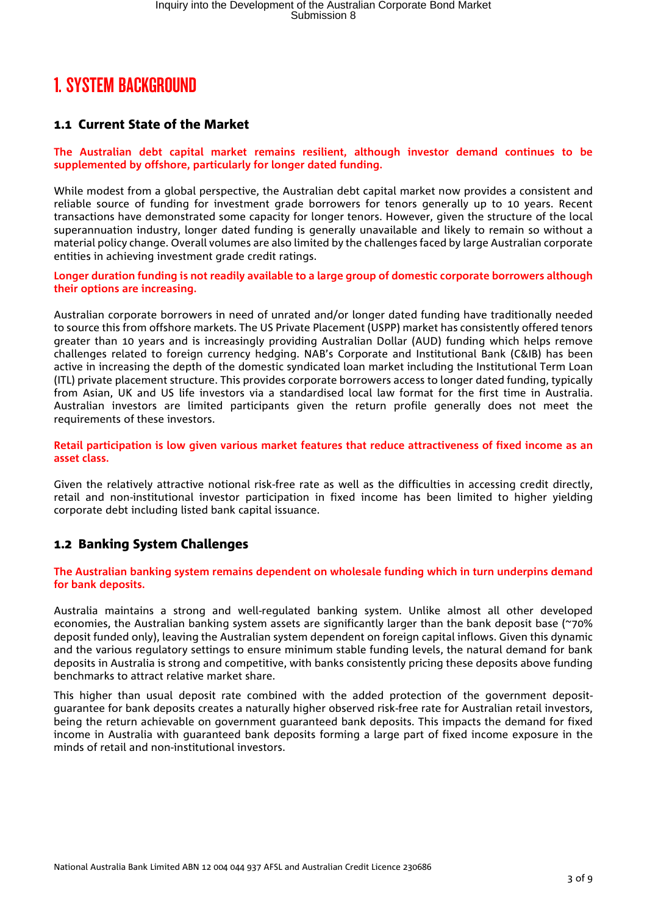# 1. SYSTEM BACKGROUND

## 1.1 Current State of the Market

**The Australian debt capital market remains resilient, although investor demand continues to be supplemented by offshore, particularly for longer dated funding.**

While modest from a global perspective, the Australian debt capital market now provides a consistent and reliable source of funding for investment grade borrowers for tenors generally up to 10 years. Recent transactions have demonstrated some capacity for longer tenors. However, given the structure of the local superannuation industry, longer dated funding is generally unavailable and likely to remain so without a material policy change. Overall volumes are also limited by the challenges faced by large Australian corporate entities in achieving investment grade credit ratings.

**Longer duration funding is not readily available to a large group of domestic corporate borrowers although their options are increasing.**

Australian corporate borrowers in need of unrated and/or longer dated funding have traditionally needed to source this from offshore markets. The US Private Placement (USPP) market has consistently offered tenors greater than 10 years and is increasingly providing Australian Dollar (AUD) funding which helps remove challenges related to foreign currency hedging. NAB's Corporate and Institutional Bank (C&IB) has been active in increasing the depth of the domestic syndicated loan market including the Institutional Term Loan (ITL) private placement structure. This provides corporate borrowers access to longer dated funding, typically from Asian, UK and US life investors via a standardised local law format for the first time in Australia. Australian investors are limited participants given the return profile generally does not meet the requirements of these investors.

**Retail participation is low given various market features that reduce attractiveness of fixed income as an asset class.**

Given the relatively attractive notional risk-free rate as well as the difficulties in accessing credit directly, retail and non-institutional investor participation in fixed income has been limited to higher yielding corporate debt including listed bank capital issuance.

## 1.2 Banking System Challenges

**The Australian banking system remains dependent on wholesale funding which in turn underpins demand for bank deposits.**

Australia maintains a strong and well-regulated banking system. Unlike almost all other developed economies, the Australian banking system assets are significantly larger than the bank deposit base (~70% deposit funded only), leaving the Australian system dependent on foreign capital inflows. Given this dynamic and the various regulatory settings to ensure minimum stable funding levels, the natural demand for bank deposits in Australia is strong and competitive, with banks consistently pricing these deposits above funding benchmarks to attract relative market share.

This higher than usual deposit rate combined with the added protection of the government deposit-guarantee for bank deposits creates a naturally higher observed risk-free rate for Australian retail investors, being the return achievable on government guaranteed bank deposits. This impacts the demand for fixed income in Australia with guaranteed bank deposits forming a large part of fixed income exposure in the minds of retail and non-institutional investors.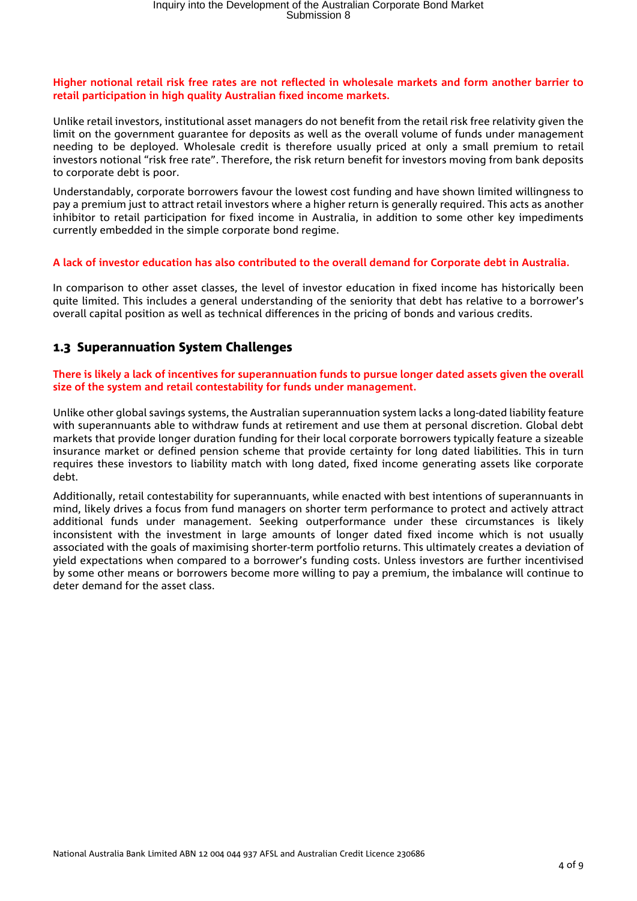**Higher notional retail risk free rates are not reflected in wholesale markets and form another barrier to retail participation in high quality Australian fixed income markets.**

Unlike retail investors, institutional asset managers do not benefit from the retail risk free relativity given the limit on the government guarantee for deposits as well as the overall volume of funds under management needing to be deployed. Wholesale credit is therefore usually priced at only a small premium to retail investors notional "risk free rate". Therefore, the risk return benefit for investors moving from bank deposits to corporate debt is poor.

Understandably, corporate borrowers favour the lowest cost funding and have shown limited willingness to pay a premium just to attract retail investors where a higher return is generally required. This acts as another inhibitor to retail participation for fixed income in Australia, in addition to some other key impediments currently embedded in the simple corporate bond regime.

**A lack of investor education has also contributed to the overall demand for Corporate debt in Australia.**

In comparison to other asset classes, the level of investor education in fixed income has historically been quite limited. This includes a general understanding of the seniority that debt has relative to a borrower's overall capital position as well as technical differences in the pricing of bonds and various credits.

## 1.3 Superannuation System Challenges

**There is likely a lack of incentives for superannuation funds to pursue longer dated assets given the overall size of the system and retail contestability for funds under management.**

Unlike other global savings systems, the Australian superannuation system lacks a long-dated liability feature with superannuants able to withdraw funds at retirement and use them at personal discretion. Global debt markets that provide longer duration funding for their local corporate borrowers typically feature a sizeable insurance market or defined pension scheme that provide certainty for long dated liabilities. This in turn requires these investors to liability match with long dated, fixed income generating assets like corporate debt.

Additionally, retail contestability for superannuants, while enacted with best intentions of superannuants in mind, likely drives a focus from fund managers on shorter term performance to protect and actively attract additional funds under management. Seeking outperformance under these circumstances is likely inconsistent with the investment in large amounts of longer dated fixed income which is not usually associated with the goals of maximising shorter-term portfolio returns. This ultimately creates a deviation of yield expectations when compared to a borrower's funding costs. Unless investors are further incentivised by some other means or borrowers become more willing to pay a premium, the imbalance will continue to deter demand for the asset class.

National Australia Bank Limited ABN 12 004 044 937 AFSL and Australian Credit Licence 230686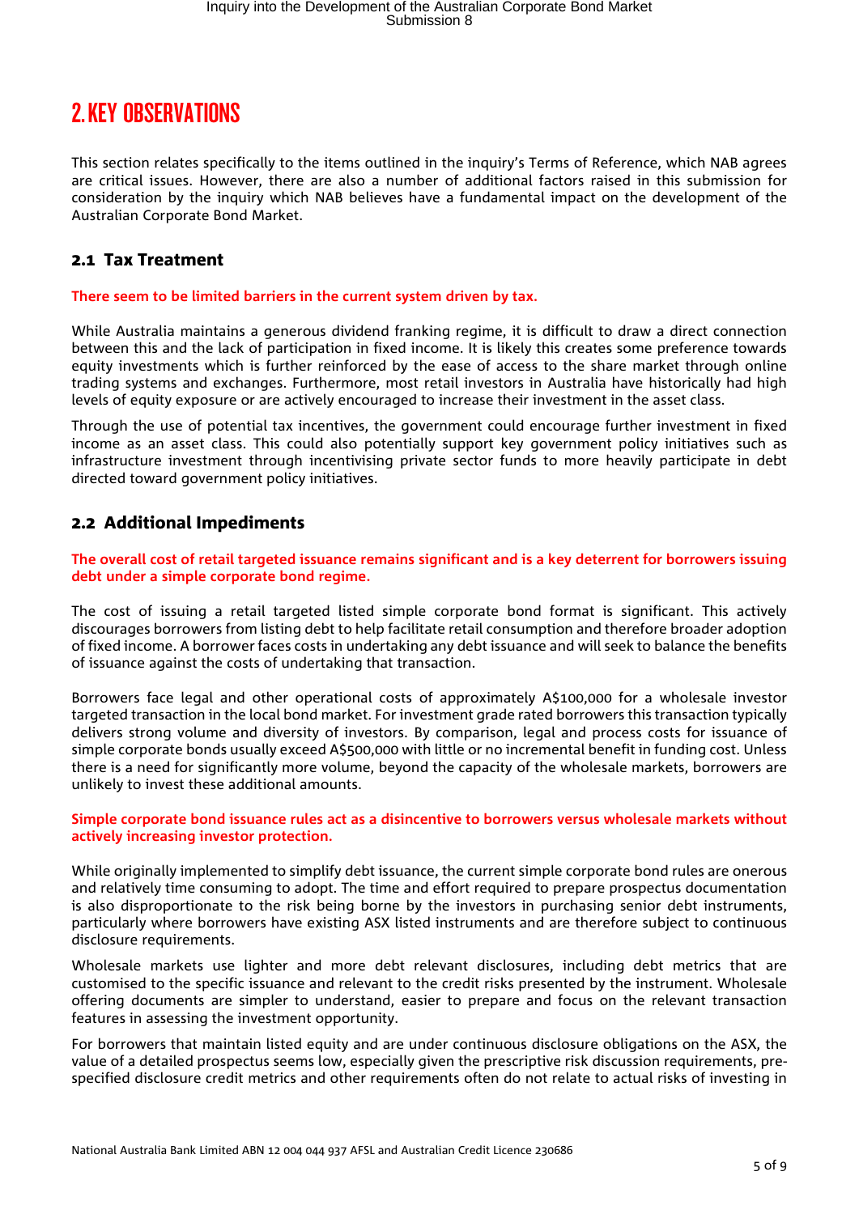## 2. KEY OBSERVATIONS

This section relates specifically to the items outlined in the inquiry's Terms of Reference, which NAB agrees are critical issues. However, there are also a number of additional factors raised in this submission for consideration by the inquiry which NAB believes have a fundamental impact on the development of the Australian Corporate Bond Market.

### 2.1 Tax Treatment

**There seem to be limited barriers in the current system driven by tax.**

While Australia maintains a generous dividend franking regime, it is difficult to draw a direct connection between this and the lack of participation in fixed income. It is likely this creates some preference towards equity investments which is further reinforced by the ease of access to the share market through online trading systems and exchanges. Furthermore, most retail investors in Australia have historically had high levels of equity exposure or are actively encouraged to increase their investment in the asset class.

Through the use of potential tax incentives, the government could encourage further investment in fixed income as an asset class. This could also potentially support key government policy initiatives such as infrastructure investment through incentivising private sector funds to more heavily participate in debt directed toward government policy initiatives.

### 2.2 Additional Impediments

**The overall cost of retail targeted issuance remains significant and is a key deterrent for borrowers issuing debt under a simple corporate bond regime.**

The cost of issuing a retail targeted listed simple corporate bond format is significant. This actively discourages borrowers from listing debt to help facilitate retail consumption and therefore broader adoption of fixed income. A borrower faces costs in undertaking any debt issuance and will seek to balance the benefits of issuance against the costs of undertaking that transaction.

Borrowers face legal and other operational costs of approximately A$100,000 for a wholesale investor targeted transaction in the local bond market. For investment grade rated borrowers this transaction typically delivers strong volume and diversity of investors. By comparison, legal and process costs for issuance of simple corporate bonds usually exceed A$500,000 with little or no incremental benefit in funding cost. Unless there is a need for significantly more volume, beyond the capacity of the wholesale markets, borrowers are unlikely to invest these additional amounts.

**Simple corporate bond issuance rules act as a disincentive to borrowers versus wholesale markets without actively increasing investor protection.**

While originally implemented to simplify debt issuance, the current simple corporate bond rules are onerous and relatively time consuming to adopt. The time and effort required to prepare prospectus documentation is also disproportionate to the risk being borne by the investors in purchasing senior debt instruments, particularly where borrowers have existing ASX listed instruments and are therefore subject to continuous disclosure requirements.

Wholesale markets use lighter and more debt relevant disclosures, including debt metrics that are customised to the specific issuance and relevant to the credit risks presented by the instrument. Wholesale offering documents are simpler to understand, easier to prepare and focus on the relevant transaction features in assessing the investment opportunity.

For borrowers that maintain listed equity and are under continuous disclosure obligations on the ASX, the value of a detailed prospectus seems low, especially given the prescriptive risk discussion requirements, pre-specified disclosure credit metrics and other requirements often do not relate to actual risks of investing in

National Australia Bank Limited ABN 12 004 044 937 AFSL and Australian Credit Licence 230686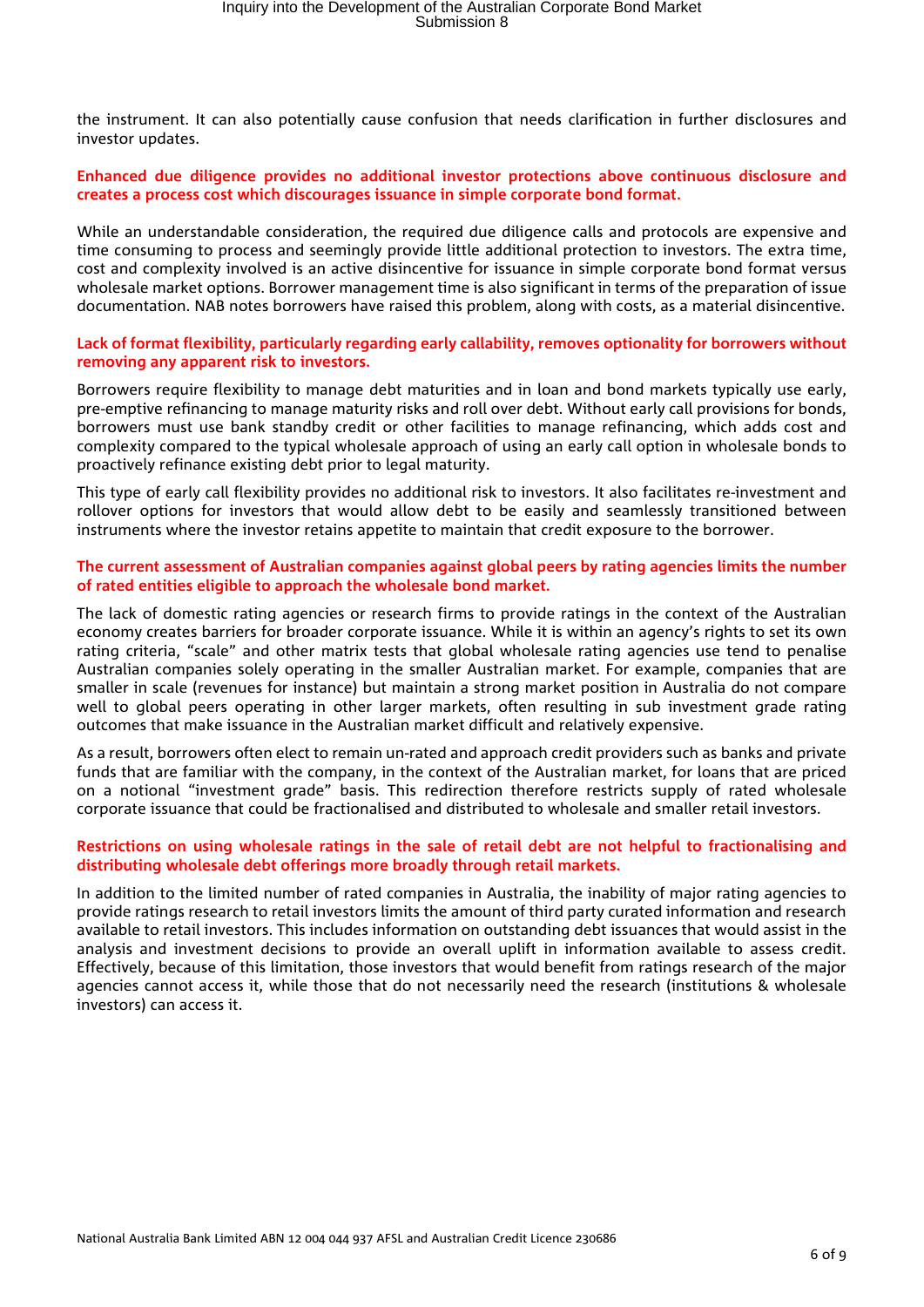the instrument. It can also potentially cause confusion that needs clarification in further disclosures and investor updates.

**Enhanced due diligence provides no additional investor protections above continuous disclosure and creates a process cost which discourages issuance in simple corporate bond format.**

While an understandable consideration, the required due diligence calls and protocols are expensive and time consuming to process and seemingly provide little additional protection to investors. The extra time, cost and complexity involved is an active disincentive for issuance in simple corporate bond format versus wholesale market options. Borrower management time is also significant in terms of the preparation of issue documentation. NAB notes borrowers have raised this problem, along with costs, as a material disincentive.

**Lack of format flexibility, particularly regarding early callability, removes optionality for borrowers without removing any apparent risk to investors.**

Borrowers require flexibility to manage debt maturities and in loan and bond markets typically use early, pre-emptive refinancing to manage maturity risks and roll over debt. Without early call provisions for bonds, borrowers must use bank standby credit or other facilities to manage refinancing, which adds cost and complexity compared to the typical wholesale approach of using an early call option in wholesale bonds to proactively refinance existing debt prior to legal maturity.

This type of early call flexibility provides no additional risk to investors. It also facilitates re-investment and rollover options for investors that would allow debt to be easily and seamlessly transitioned between instruments where the investor retains appetite to maintain that credit exposure to the borrower.

**The current assessment of Australian companies against global peers by rating agencies limits the number of rated entities eligible to approach the wholesale bond market.**

The lack of domestic rating agencies or research firms to provide ratings in the context of the Australian economy creates barriers for broader corporate issuance. While it is within an agency's rights to set its own rating criteria, "scale" and other matrix tests that global wholesale rating agencies use tend to penalise Australian companies solely operating in the smaller Australian market. For example, companies that are smaller in scale (revenues for instance) but maintain a strong market position in Australia do not compare well to global peers operating in other larger markets, often resulting in sub investment grade rating outcomes that make issuance in the Australian market difficult and relatively expensive.

As a result, borrowers often elect to remain un-rated and approach credit providers such as banks and private funds that are familiar with the company, in the context of the Australian market, for loans that are priced on a notional "investment grade" basis. This redirection therefore restricts supply of rated wholesale corporate issuance that could be fractionalised and distributed to wholesale and smaller retail investors.

**Restrictions on using wholesale ratings in the sale of retail debt are not helpful to fractionalising and distributing wholesale debt offerings more broadly through retail markets.**

In addition to the limited number of rated companies in Australia, the inability of major rating agencies to provide ratings research to retail investors limits the amount of third party curated information and research available to retail investors. This includes information on outstanding debt issuances that would assist in the analysis and investment decisions to provide an overall uplift in information available to assess credit. Effectively, because of this limitation, those investors that would benefit from ratings research of the major agencies cannot access it, while those that do not necessarily need the research (institutions & wholesale investors) can access it.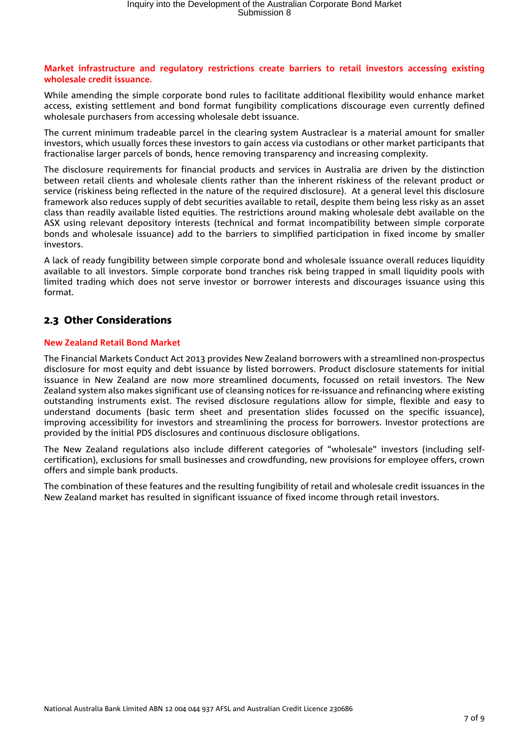**Market infrastructure and regulatory restrictions create barriers to retail investors accessing existing wholesale credit issuance.**

While amending the simple corporate bond rules to facilitate additional flexibility would enhance market access, existing settlement and bond format fungibility complications discourage even currently defined wholesale purchasers from accessing wholesale debt issuance.

The current minimum tradeable parcel in the clearing system Austraclear is a material amount for smaller investors, which usually forces these investors to gain access via custodians or other market participants that fractionalise larger parcels of bonds, hence removing transparency and increasing complexity.

The disclosure requirements for financial products and services in Australia are driven by the distinction between retail clients and wholesale clients rather than the inherent riskiness of the relevant product or service (riskiness being reflected in the nature of the required disclosure). At a general level this disclosure framework also reduces supply of debt securities available to retail, despite them being less risky as an asset class than readily available listed equities. The restrictions around making wholesale debt available on the ASX using relevant depository interests (technical and format incompatibility between simple corporate bonds and wholesale issuance) add to the barriers to simplified participation in fixed income by smaller investors.

A lack of ready fungibility between simple corporate bond and wholesale issuance overall reduces liquidity available to all investors. Simple corporate bond tranches risk being trapped in small liquidity pools with limited trading which does not serve investor or borrower interests and discourages issuance using this format.

## 2.3 Other Considerations

**New Zealand Retail Bond Market**

The Financial Markets Conduct Act 2013 provides New Zealand borrowers with a streamlined non-prospectus disclosure for most equity and debt issuance by listed borrowers. Product disclosure statements for initial issuance in New Zealand are now more streamlined documents, focussed on retail investors. The New Zealand system also makes significant use of cleansing notices for re-issuance and refinancing where existing outstanding instruments exist. The revised disclosure regulations allow for simple, flexible and easy to understand documents (basic term sheet and presentation slides focussed on the specific issuance), improving accessibility for investors and streamlining the process for borrowers. Investor protections are provided by the initial PDS disclosures and continuous disclosure obligations.

The New Zealand regulations also include different categories of "wholesale" investors (including self-certification), exclusions for small businesses and crowdfunding, new provisions for employee offers, crown offers and simple bank products.

The combination of these features and the resulting fungibility of retail and wholesale credit issuances in the New Zealand market has resulted in significant issuance of fixed income through retail investors.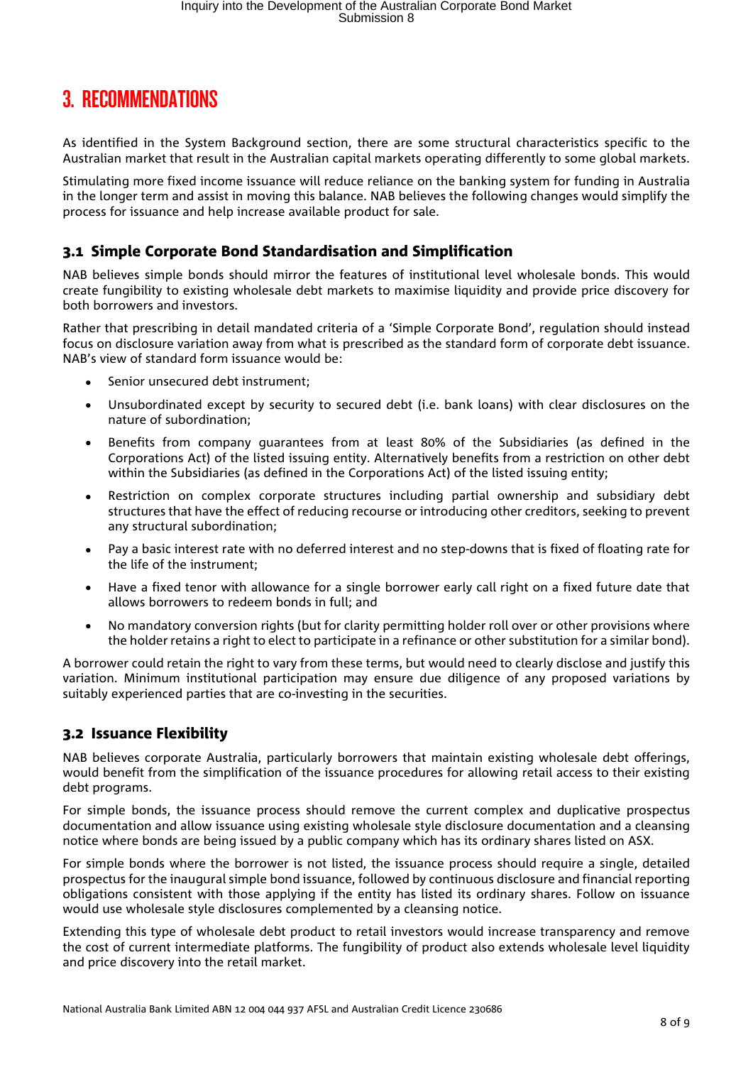# 3. RECOMMENDATIONS

As identified in the System Background section, there are some structural characteristics specific to the Australian market that result in the Australian capital markets operating differently to some global markets.

Stimulating more fixed income issuance will reduce reliance on the banking system for funding in Australia in the longer term and assist in moving this balance. NAB believes the following changes would simplify the process for issuance and help increase available product for sale.

## 3.1 Simple Corporate Bond Standardisation and Simplification

NAB believes simple bonds should mirror the features of institutional level wholesale bonds. This would create fungibility to existing wholesale debt markets to maximise liquidity and provide price discovery for both borrowers and investors.

Rather that prescribing in detail mandated criteria of a 'Simple Corporate Bond', regulation should instead focus on disclosure variation away from what is prescribed as the standard form of corporate debt issuance. NAB's view of standard form issuance would be:

- Senior unsecured debt instrument;
- Unsubordinated except by security to secured debt (i.e. bank loans) with clear disclosures on the nature of subordination;
- Benefits from company guarantees from at least 80% of the Subsidiaries (as defined in the Corporations Act) of the listed issuing entity. Alternatively benefits from a restriction on other debt within the Subsidiaries (as defined in the Corporations Act) of the listed issuing entity;
- Restriction on complex corporate structures including partial ownership and subsidiary debt structures that have the effect of reducing recourse or introducing other creditors, seeking to prevent any structural subordination;
- Pay a basic interest rate with no deferred interest and no step-downs that is fixed of floating rate for the life of the instrument;
- Have a fixed tenor with allowance for a single borrower early call right on a fixed future date that allows borrowers to redeem bonds in full; and
- No mandatory conversion rights (but for clarity permitting holder roll over or other provisions where the holder retains a right to elect to participate in a refinance or other substitution for a similar bond).

A borrower could retain the right to vary from these terms, but would need to clearly disclose and justify this variation. Minimum institutional participation may ensure due diligence of any proposed variations by suitably experienced parties that are co-investing in the securities.

## 3.2 Issuance Flexibility

NAB believes corporate Australia, particularly borrowers that maintain existing wholesale debt offerings, would benefit from the simplification of the issuance procedures for allowing retail access to their existing debt programs.

For simple bonds, the issuance process should remove the current complex and duplicative prospectus documentation and allow issuance using existing wholesale style disclosure documentation and a cleansing notice where bonds are being issued by a public company which has its ordinary shares listed on ASX.

For simple bonds where the borrower is not listed, the issuance process should require a single, detailed prospectus for the inaugural simple bond issuance, followed by continuous disclosure and financial reporting obligations consistent with those applying if the entity has listed its ordinary shares. Follow on issuance would use wholesale style disclosures complemented by a cleansing notice.

Extending this type of wholesale debt product to retail investors would increase transparency and remove the cost of current intermediate platforms. The fungibility of product also extends wholesale level liquidity and price discovery into the retail market.

National Australia Bank Limited ABN 12 004 044 937 AFSL and Australian Credit Licence 230686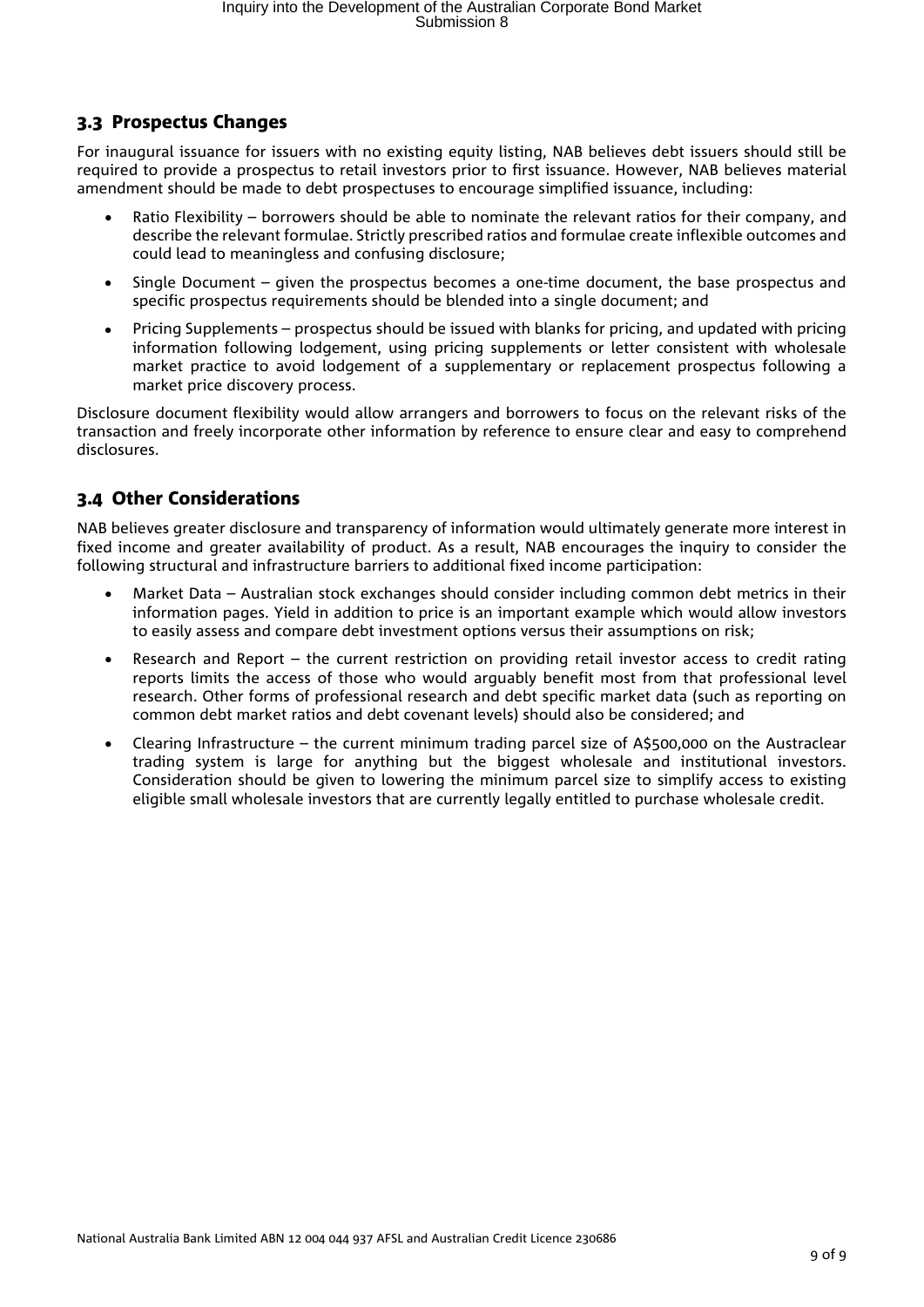## 3.3 Prospectus Changes

For inaugural issuance for issuers with no existing equity listing, NAB believes debt issuers should still be required to provide a prospectus to retail investors prior to first issuance. However, NAB believes material amendment should be made to debt prospectuses to encourage simplified issuance, including:

- Ratio Flexibility – borrowers should be able to nominate the relevant ratios for their company, and describe the relevant formulae. Strictly prescribed ratios and formulae create inflexible outcomes and could lead to meaningless and confusing disclosure;
- Single Document – given the prospectus becomes a one-time document, the base prospectus and specific prospectus requirements should be blended into a single document; and
- Pricing Supplements – prospectus should be issued with blanks for pricing, and updated with pricing information following lodgement, using pricing supplements or letter consistent with wholesale market practice to avoid lodgement of a supplementary or replacement prospectus following a market price discovery process.

Disclosure document flexibility would allow arrangers and borrowers to focus on the relevant risks of the transaction and freely incorporate other information by reference to ensure clear and easy to comprehend disclosures.

## 3.4 Other Considerations

NAB believes greater disclosure and transparency of information would ultimately generate more interest in fixed income and greater availability of product. As a result, NAB encourages the inquiry to consider the following structural and infrastructure barriers to additional fixed income participation:

- Market Data – Australian stock exchanges should consider including common debt metrics in their information pages. Yield in addition to price is an important example which would allow investors to easily assess and compare debt investment options versus their assumptions on risk;
- Research and Report – the current restriction on providing retail investor access to credit rating reports limits the access of those who would arguably benefit most from that professional level research. Other forms of professional research and debt specific market data (such as reporting on common debt market ratios and debt covenant levels) should also be considered; and
- Clearing Infrastructure – the current minimum trading parcel size of A$500,000 on the Austraclear trading system is large for anything but the biggest wholesale and institutional investors. Consideration should be given to lowering the minimum parcel size to simplify access to existing eligible small wholesale investors that are currently legally entitled to purchase wholesale credit.